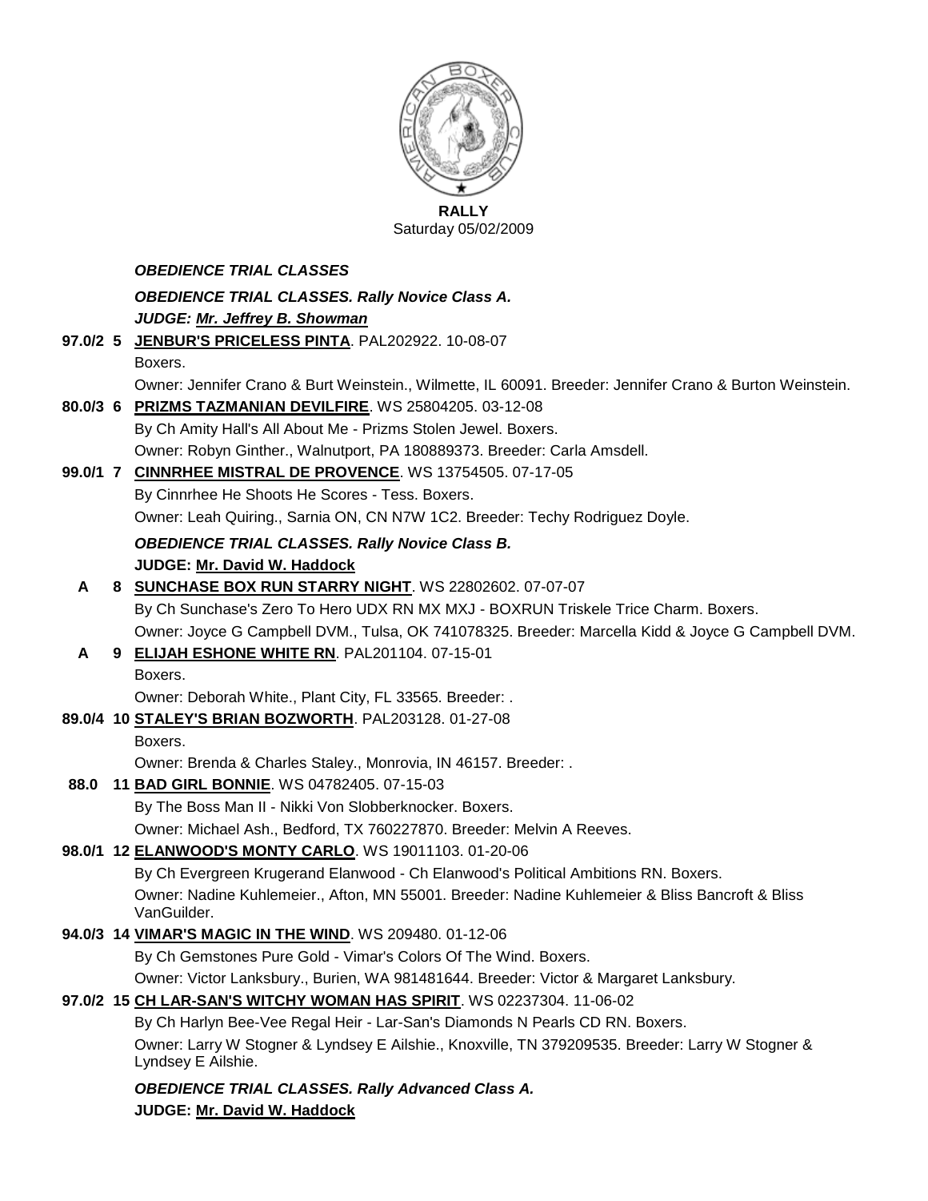**RALLY**
Saturday 05/02/2009

***OBEDIENCE TRIAL CLASSES***

***OBEDIENCE TRIAL CLASSES. Rally Novice Class A.***

***JUDGE: Mr. Jeffrey B. Showman***

**97.0/2 5 JENBUR'S PRICELESS PINTA**. PAL202922. 10-08-07
Boxers.
Owner: Jennifer Crano & Burt Weinstein., Wilmette, IL 60091. Breeder: Jennifer Crano & Burton Weinstein.

**80.0/3 6 PRIZMS TAZMANIAN DEVILFIRE**. WS 25804205. 03-12-08
By Ch Amity Hall's All About Me - Prizms Stolen Jewel. Boxers.
Owner: Robyn Ginther., Walnutport, PA 180889373. Breeder: Carla Amsdell.

**99.0/1 7 CINNRHEE MISTRAL DE PROVENCE**. WS 13754505. 07-17-05
By Cinnrhee He Shoots He Scores - Tess. Boxers.
Owner: Leah Quiring., Sarnia ON, CN N7W 1C2. Breeder: Techy Rodriguez Doyle.

***OBEDIENCE TRIAL CLASSES. Rally Novice Class B.***

**JUDGE: Mr. David W. Haddock**

**A 8 SUNCHASE BOX RUN STARRY NIGHT**. WS 22802602. 07-07-07
By Ch Sunchase's Zero To Hero UDX RN MX MXJ - BOXRUN Triskele Trice Charm. Boxers.
Owner: Joyce G Campbell DVM., Tulsa, OK 741078325. Breeder: Marcella Kidd & Joyce G Campbell DVM.

**A 9 ELIJAH ESHONE WHITE RN**. PAL201104. 07-15-01
Boxers.
Owner: Deborah White., Plant City, FL 33565. Breeder: .

**89.0/4 10 STALEY'S BRIAN BOZWORTH**. PAL203128. 01-27-08
Boxers.
Owner: Brenda & Charles Staley., Monrovia, IN 46157. Breeder: .

**88.0 11 BAD GIRL BONNIE**. WS 04782405. 07-15-03
By The Boss Man II - Nikki Von Slobberknocker. Boxers.
Owner: Michael Ash., Bedford, TX 760227870. Breeder: Melvin A Reeves.

**98.0/1 12 ELANWOOD'S MONTY CARLO**. WS 19011103. 01-20-06
By Ch Evergreen Krugerand Elanwood - Ch Elanwood's Political Ambitions RN. Boxers.
Owner: Nadine Kuhlemeier., Afton, MN 55001. Breeder: Nadine Kuhlemeier & Bliss Bancroft & Bliss VanGuilder.

**94.0/3 14 VIMAR'S MAGIC IN THE WIND**. WS 209480. 01-12-06
By Ch Gemstones Pure Gold - Vimar's Colors Of The Wind. Boxers.
Owner: Victor Lanksbury., Burien, WA 981481644. Breeder: Victor & Margaret Lanksbury.

**97.0/2 15 CH LAR-SAN'S WITCHY WOMAN HAS SPIRIT**. WS 02237304. 11-06-02
By Ch Harlyn Bee-Vee Regal Heir - Lar-San's Diamonds N Pearls CD RN. Boxers.
Owner: Larry W Stogner & Lyndsey E Ailshie., Knoxville, TN 379209535. Breeder: Larry W Stogner & Lyndsey E Ailshie.

***OBEDIENCE TRIAL CLASSES. Rally Advanced Class A.***

**JUDGE: Mr. David W. Haddock**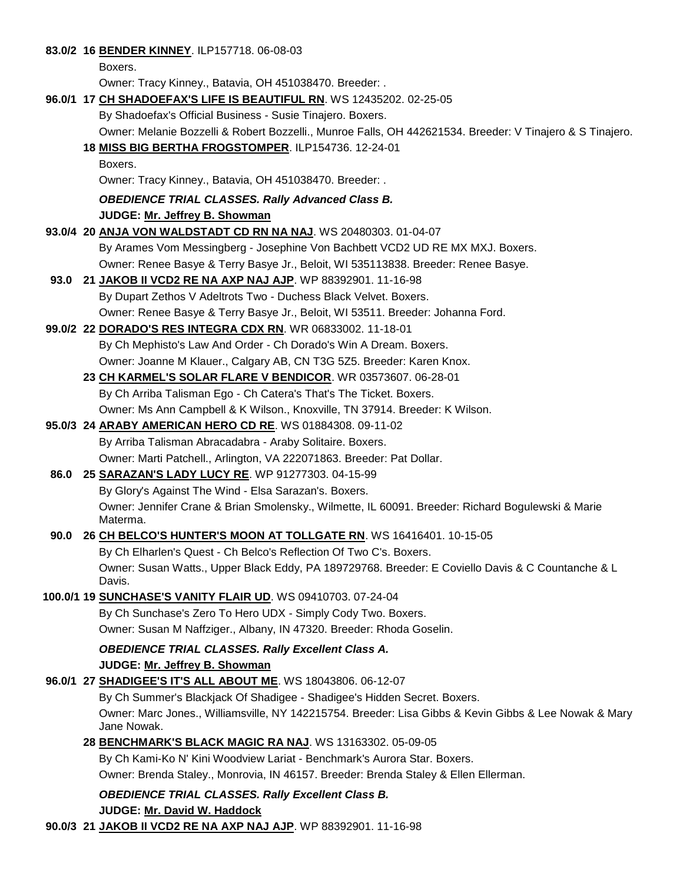**83.0/2 16 BENDER KINNEY**. ILP157718. 06-08-03
Boxers.
Owner: Tracy Kinney., Batavia, OH 451038470. Breeder: .

**96.0/1 17 CH SHADOEFAX'S LIFE IS BEAUTIFUL RN**. WS 12435202. 02-25-05
By Shadoefax's Official Business - Susie Tinajero. Boxers.
Owner: Melanie Bozzelli & Robert Bozzelli., Munroe Falls, OH 442621534. Breeder: V Tinajero & S Tinajero.

**18 MISS BIG BERTHA FROGSTOMPER**. ILP154736. 12-24-01
Boxers.
Owner: Tracy Kinney., Batavia, OH 451038470. Breeder: .

***OBEDIENCE TRIAL CLASSES. Rally Advanced Class B.***
**JUDGE: Mr. Jeffrey B. Showman**

**93.0/4 20 ANJA VON WALDSTADT CD RN NA NAJ**. WS 20480303. 01-04-07
By Arames Vom Messingberg - Josephine Von Bachbett VCD2 UD RE MX MXJ. Boxers.
Owner: Renee Basye & Terry Basye Jr., Beloit, WI 535113838. Breeder: Renee Basye.

**93.0 21 JAKOB II VCD2 RE NA AXP NAJ AJP**. WP 88392901. 11-16-98
By Dupart Zethos V Adeltrots Two - Duchess Black Velvet. Boxers.
Owner: Renee Basye & Terry Basye Jr., Beloit, WI 53511. Breeder: Johanna Ford.

**99.0/2 22 DORADO'S RES INTEGRA CDX RN**. WR 06833002. 11-18-01
By Ch Mephisto's Law And Order - Ch Dorado's Win A Dream. Boxers.
Owner: Joanne M Klauer., Calgary AB, CN T3G 5Z5. Breeder: Karen Knox.

**23 CH KARMEL'S SOLAR FLARE V BENDICOR**. WR 03573607. 06-28-01
By Ch Arriba Talisman Ego - Ch Catera's That's The Ticket. Boxers.
Owner: Ms Ann Campbell & K Wilson., Knoxville, TN 37914. Breeder: K Wilson.

**95.0/3 24 ARABY AMERICAN HERO CD RE**. WS 01884308. 09-11-02
By Arriba Talisman Abracadabra - Araby Solitaire. Boxers.
Owner: Marti Patchell., Arlington, VA 222071863. Breeder: Pat Dollar.

**86.0 25 SARAZAN'S LADY LUCY RE**. WP 91277303. 04-15-99
By Glory's Against The Wind - Elsa Sarazan's. Boxers.
Owner: Jennifer Crane & Brian Smolensky., Wilmette, IL 60091. Breeder: Richard Bogulewski & Marie Materma.

**90.0 26 CH BELCO'S HUNTER'S MOON AT TOLLGATE RN**. WS 16416401. 10-15-05
By Ch Elharlen's Quest - Ch Belco's Reflection Of Two C's. Boxers.
Owner: Susan Watts., Upper Black Eddy, PA 189729768. Breeder: E Coviello Davis & C Countanche & L Davis.

**100.0/1 19 SUNCHASE'S VANITY FLAIR UD**. WS 09410703. 07-24-04
By Ch Sunchase's Zero To Hero UDX - Simply Cody Two. Boxers.
Owner: Susan M Naffziger., Albany, IN 47320. Breeder: Rhoda Goselin.

***OBEDIENCE TRIAL CLASSES. Rally Excellent Class A.***
**JUDGE: Mr. Jeffrey B. Showman**

**96.0/1 27 SHADIGEE'S IT'S ALL ABOUT ME**. WS 18043806. 06-12-07
By Ch Summer's Blackjack Of Shadigee - Shadigee's Hidden Secret. Boxers.
Owner: Marc Jones., Williamsville, NY 142215754. Breeder: Lisa Gibbs & Kevin Gibbs & Lee Nowak & Mary Jane Nowak.

**28 BENCHMARK'S BLACK MAGIC RA NAJ**. WS 13163302. 05-09-05
By Ch Kami-Ko N' Kini Woodview Lariat - Benchmark's Aurora Star. Boxers.
Owner: Brenda Staley., Monrovia, IN 46157. Breeder: Brenda Staley & Ellen Ellerman.

***OBEDIENCE TRIAL CLASSES. Rally Excellent Class B.***
**JUDGE: Mr. David W. Haddock**

**90.0/3 21 JAKOB II VCD2 RE NA AXP NAJ AJP**. WP 88392901. 11-16-98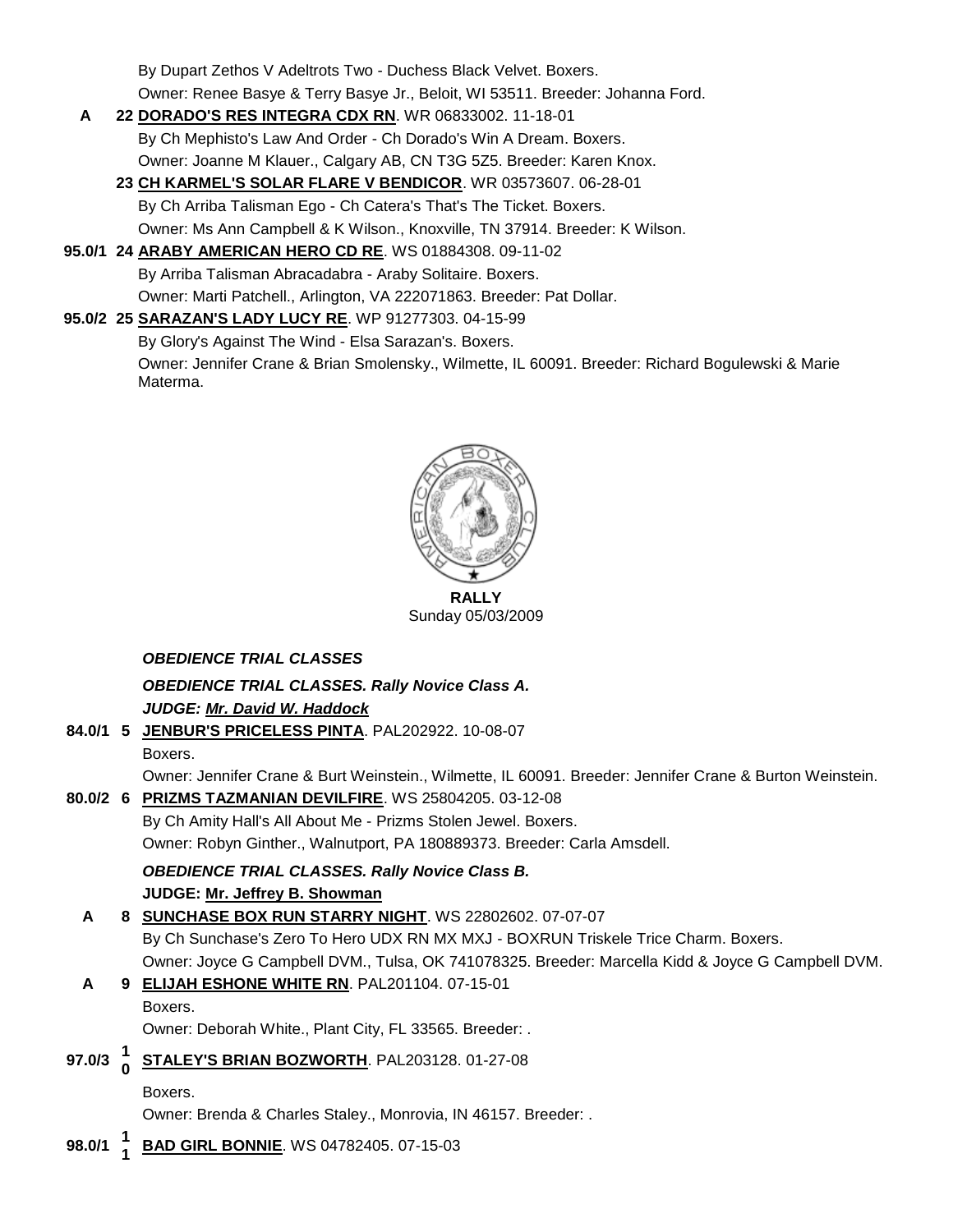By Dupart Zethos V Adeltrots Two - Duchess Black Velvet. Boxers.
Owner: Renee Basye & Terry Basye Jr., Beloit, WI 53511. Breeder: Johanna Ford.

**A 22 DORADO'S RES INTEGRA CDX RN**. WR 06833002. 11-18-01
By Ch Mephisto's Law And Order - Ch Dorado's Win A Dream. Boxers.
Owner: Joanne M Klauer., Calgary AB, CN T3G 5Z5. Breeder: Karen Knox.

**23 CH KARMEL'S SOLAR FLARE V BENDICOR**. WR 03573607. 06-28-01
By Ch Arriba Talisman Ego - Ch Catera's That's The Ticket. Boxers.
Owner: Ms Ann Campbell & K Wilson., Knoxville, TN 37914. Breeder: K Wilson.

**95.0/1 24 ARABY AMERICAN HERO CD RE**. WS 01884308. 09-11-02
By Arriba Talisman Abracadabra - Araby Solitaire. Boxers.
Owner: Marti Patchell., Arlington, VA 222071863. Breeder: Pat Dollar.

**95.0/2 25 SARAZAN'S LADY LUCY RE**. WP 91277303. 04-15-99
By Glory's Against The Wind - Elsa Sarazan's. Boxers.
Owner: Jennifer Crane & Brian Smolensky., Wilmette, IL 60091. Breeder: Richard Bogulewski & Marie Materma.

**RALLY**
Sunday 05/03/2009

***OBEDIENCE TRIAL CLASSES***

***OBEDIENCE TRIAL CLASSES. Rally Novice Class A.***
***JUDGE: Mr. David W. Haddock***

**84.0/1 5 JENBUR'S PRICELESS PINTA**. PAL202922. 10-08-07
Boxers.
Owner: Jennifer Crane & Burt Weinstein., Wilmette, IL 60091. Breeder: Jennifer Crane & Burton Weinstein.

**80.0/2 6 PRIZMS TAZMANIAN DEVILFIRE**. WS 25804205. 03-12-08
By Ch Amity Hall's All About Me - Prizms Stolen Jewel. Boxers.
Owner: Robyn Ginther., Walnutport, PA 180889373. Breeder: Carla Amsdell.

***OBEDIENCE TRIAL CLASSES. Rally Novice Class B.***
**JUDGE: Mr. Jeffrey B. Showman**

**A 8 SUNCHASE BOX RUN STARRY NIGHT**. WS 22802602. 07-07-07
By Ch Sunchase's Zero To Hero UDX RN MX MXJ - BOXRUN Triskele Trice Charm. Boxers.
Owner: Joyce G Campbell DVM., Tulsa, OK 741078325. Breeder: Marcella Kidd & Joyce G Campbell DVM.

**A 9 ELIJAH ESHONE WHITE RN**. PAL201104. 07-15-01
Boxers.
Owner: Deborah White., Plant City, FL 33565. Breeder: .

**97.0/3 10 STALEY'S BRIAN BOZWORTH**. PAL203128. 01-27-08
Boxers.
Owner: Brenda & Charles Staley., Monrovia, IN 46157. Breeder: .

**98.0/1 11 BAD GIRL BONNIE**. WS 04782405. 07-15-03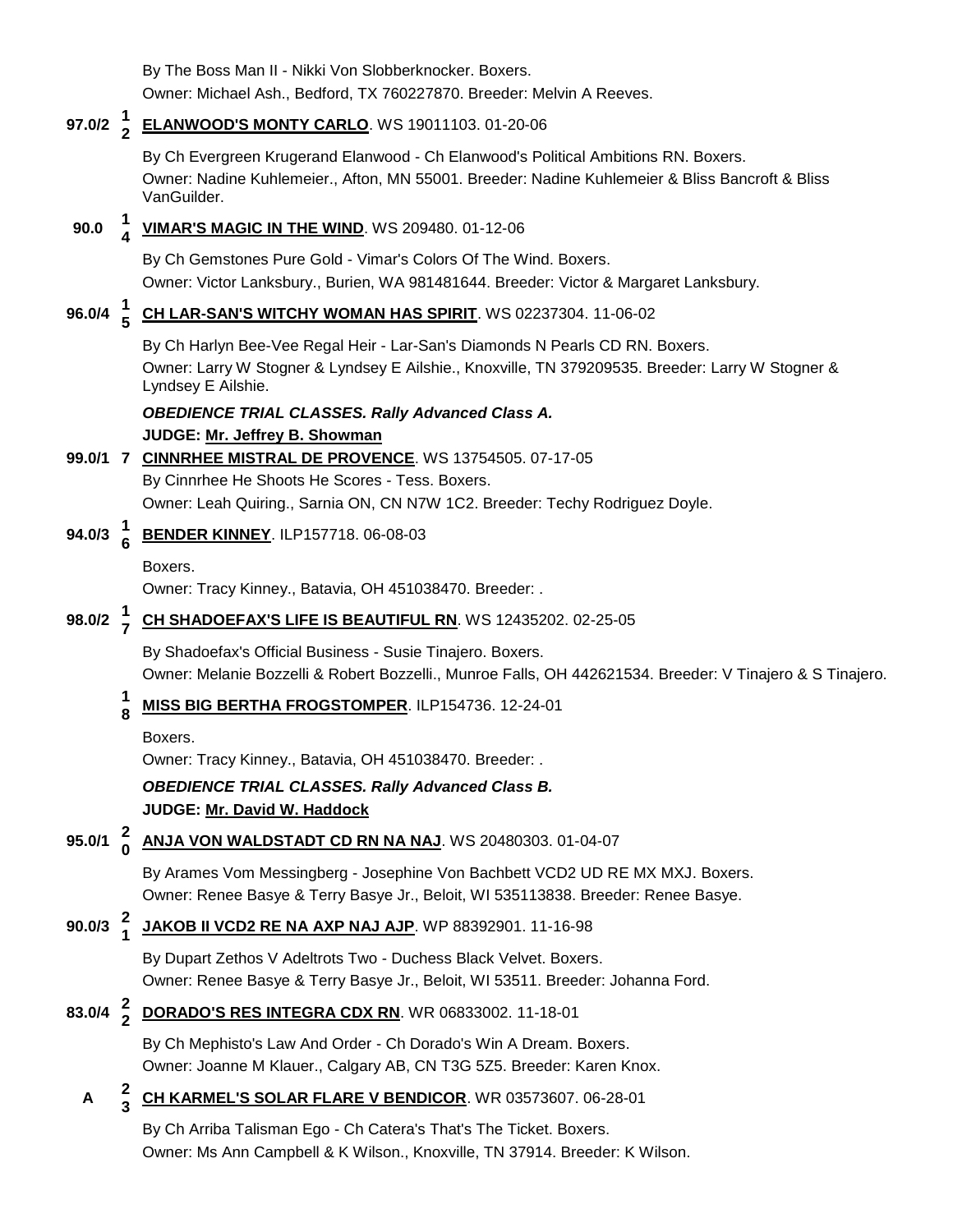By The Boss Man II - Nikki Von Slobberknocker. Boxers.
Owner: Michael Ash., Bedford, TX 760227870. Breeder: Melvin A Reeves.

**97.0/2** 12 **ELANWOOD'S MONTY CARLO**. WS 19011103. 01-20-06

By Ch Evergreen Krugerand Elanwood - Ch Elanwood's Political Ambitions RN. Boxers.
Owner: Nadine Kuhlemeier., Afton, MN 55001. Breeder: Nadine Kuhlemeier & Bliss Bancroft & Bliss VanGuilder.

**90.0** 14 **VIMAR'S MAGIC IN THE WIND**. WS 209480. 01-12-06

By Ch Gemstones Pure Gold - Vimar's Colors Of The Wind. Boxers.
Owner: Victor Lanksbury., Burien, WA 981481644. Breeder: Victor & Margaret Lanksbury.

**96.0/4** 15 **CH LAR-SAN'S WITCHY WOMAN HAS SPIRIT**. WS 02237304. 11-06-02

By Ch Harlyn Bee-Vee Regal Heir - Lar-San's Diamonds N Pearls CD RN. Boxers.
Owner: Larry W Stogner & Lyndsey E Ailshie., Knoxville, TN 379209535. Breeder: Larry W Stogner & Lyndsey E Ailshie.

***OBEDIENCE TRIAL CLASSES. Rally Advanced Class A.***
**JUDGE: Mr. Jeffrey B. Showman**

**99.0/1** 7 **CINNRHEE MISTRAL DE PROVENCE**. WS 13754505. 07-17-05
By Cinnrhee He Shoots He Scores - Tess. Boxers.
Owner: Leah Quiring., Sarnia ON, CN N7W 1C2. Breeder: Techy Rodriguez Doyle.

**94.0/3** 16 **BENDER KINNEY**. ILP157718. 06-08-03

Boxers.
Owner: Tracy Kinney., Batavia, OH 451038470. Breeder: .

**98.0/2** 17 **CH SHADOEFAX'S LIFE IS BEAUTIFUL RN**. WS 12435202. 02-25-05

By Shadoefax's Official Business - Susie Tinajero. Boxers.
Owner: Melanie Bozzelli & Robert Bozzelli., Munroe Falls, OH 442621534. Breeder: V Tinajero & S Tinajero.

18 **MISS BIG BERTHA FROGSTOMPER**. ILP154736. 12-24-01

Boxers.
Owner: Tracy Kinney., Batavia, OH 451038470. Breeder: .

***OBEDIENCE TRIAL CLASSES. Rally Advanced Class B.***
**JUDGE: Mr. David W. Haddock**

**95.0/1** 20 **ANJA VON WALDSTADT CD RN NA NAJ**. WS 20480303. 01-04-07

By Arames Vom Messingberg - Josephine Von Bachbett VCD2 UD RE MX MXJ. Boxers.
Owner: Renee Basye & Terry Basye Jr., Beloit, WI 535113838. Breeder: Renee Basye.

**90.0/3** 21 **JAKOB II VCD2 RE NA AXP NAJ AJP**. WP 88392901. 11-16-98

By Dupart Zethos V Adeltrots Two - Duchess Black Velvet. Boxers.
Owner: Renee Basye & Terry Basye Jr., Beloit, WI 53511. Breeder: Johanna Ford.

**83.0/4** 22 **DORADO'S RES INTEGRA CDX RN**. WR 06833002. 11-18-01

By Ch Mephisto's Law And Order - Ch Dorado's Win A Dream. Boxers.
Owner: Joanne M Klauer., Calgary AB, CN T3G 5Z5. Breeder: Karen Knox.

**A** 23 **CH KARMEL'S SOLAR FLARE V BENDICOR**. WR 03573607. 06-28-01

By Ch Arriba Talisman Ego - Ch Catera's That's The Ticket. Boxers.
Owner: Ms Ann Campbell & K Wilson., Knoxville, TN 37914. Breeder: K Wilson.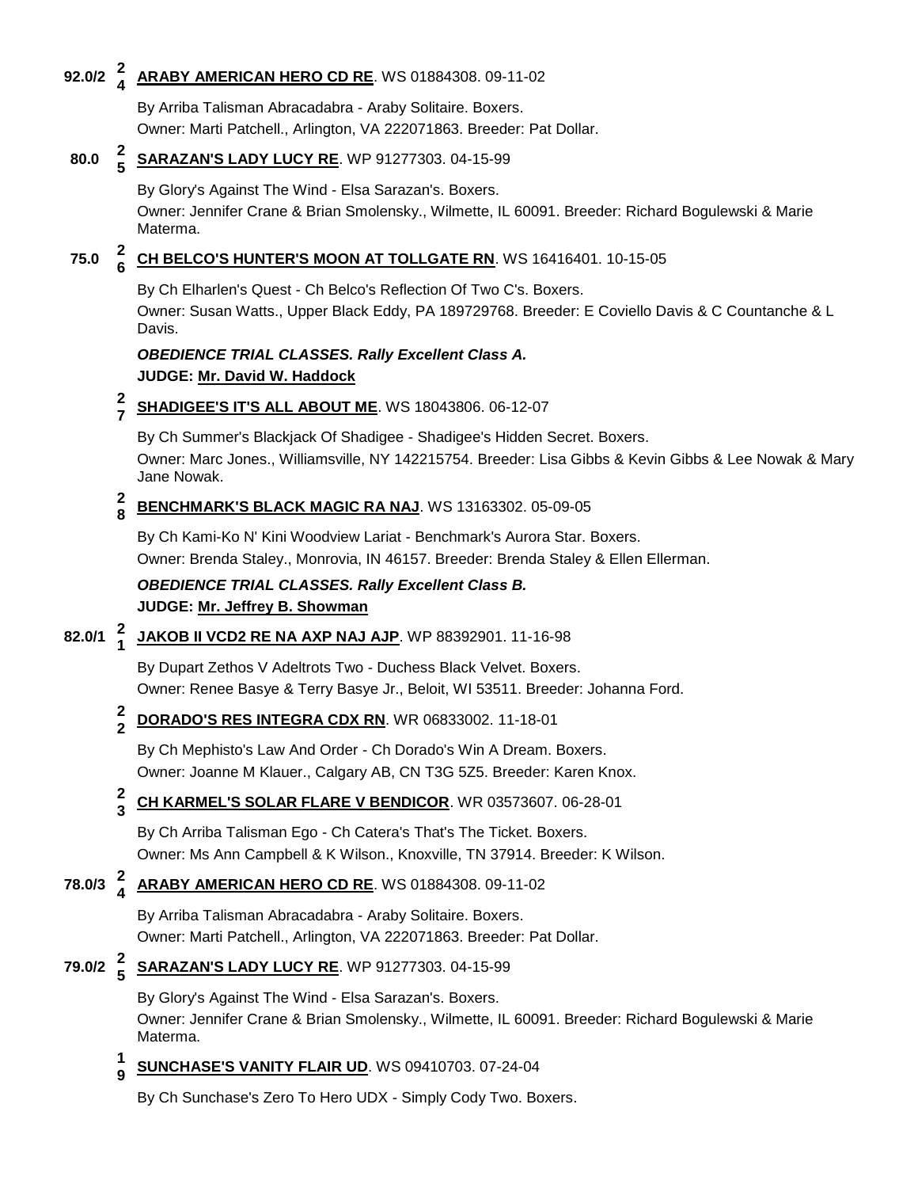92.0/2 24 **ARABY AMERICAN HERO CD RE**. WS 01884308. 09-11-02

By Arriba Talisman Abracadabra - Araby Solitaire. Boxers.
Owner: Marti Patchell., Arlington, VA 222071863. Breeder: Pat Dollar.

80.0 25 **SARAZAN'S LADY LUCY RE**. WP 91277303. 04-15-99

By Glory's Against The Wind - Elsa Sarazan's. Boxers.
Owner: Jennifer Crane & Brian Smolensky., Wilmette, IL 60091. Breeder: Richard Bogulewski & Marie Materma.

75.0 26 **CH BELCO'S HUNTER'S MOON AT TOLLGATE RN**. WS 16416401. 10-15-05

By Ch Elharlen's Quest - Ch Belco's Reflection Of Two C's. Boxers.
Owner: Susan Watts., Upper Black Eddy, PA 189729768. Breeder: E Coviello Davis & C Countanche & L Davis.

***OBEDIENCE TRIAL CLASSES. Rally Excellent Class A.***
**JUDGE: Mr. David W. Haddock**

27 **SHADIGEE'S IT'S ALL ABOUT ME**. WS 18043806. 06-12-07

By Ch Summer's Blackjack Of Shadigee - Shadigee's Hidden Secret. Boxers.
Owner: Marc Jones., Williamsville, NY 142215754. Breeder: Lisa Gibbs & Kevin Gibbs & Lee Nowak & Mary Jane Nowak.

28 **BENCHMARK'S BLACK MAGIC RA NAJ**. WS 13163302. 05-09-05

By Ch Kami-Ko N' Kini Woodview Lariat - Benchmark's Aurora Star. Boxers.
Owner: Brenda Staley., Monrovia, IN 46157. Breeder: Brenda Staley & Ellen Ellerman.

***OBEDIENCE TRIAL CLASSES. Rally Excellent Class B.***
**JUDGE: Mr. Jeffrey B. Showman**

82.0/1 21 **JAKOB II VCD2 RE NA AXP NAJ AJP**. WP 88392901. 11-16-98

By Dupart Zethos V Adeltrots Two - Duchess Black Velvet. Boxers.
Owner: Renee Basye & Terry Basye Jr., Beloit, WI 53511. Breeder: Johanna Ford.

22 **DORADO'S RES INTEGRA CDX RN**. WR 06833002. 11-18-01

By Ch Mephisto's Law And Order - Ch Dorado's Win A Dream. Boxers.
Owner: Joanne M Klauer., Calgary AB, CN T3G 5Z5. Breeder: Karen Knox.

23 **CH KARMEL'S SOLAR FLARE V BENDICOR**. WR 03573607. 06-28-01

By Ch Arriba Talisman Ego - Ch Catera's That's The Ticket. Boxers.
Owner: Ms Ann Campbell & K Wilson., Knoxville, TN 37914. Breeder: K Wilson.

78.0/3 24 **ARABY AMERICAN HERO CD RE**. WS 01884308. 09-11-02

By Arriba Talisman Abracadabra - Araby Solitaire. Boxers.
Owner: Marti Patchell., Arlington, VA 222071863. Breeder: Pat Dollar.

79.0/2 25 **SARAZAN'S LADY LUCY RE**. WP 91277303. 04-15-99

By Glory's Against The Wind - Elsa Sarazan's. Boxers.
Owner: Jennifer Crane & Brian Smolensky., Wilmette, IL 60091. Breeder: Richard Bogulewski & Marie Materma.

19 **SUNCHASE'S VANITY FLAIR UD**. WS 09410703. 07-24-04

By Ch Sunchase's Zero To Hero UDX - Simply Cody Two. Boxers.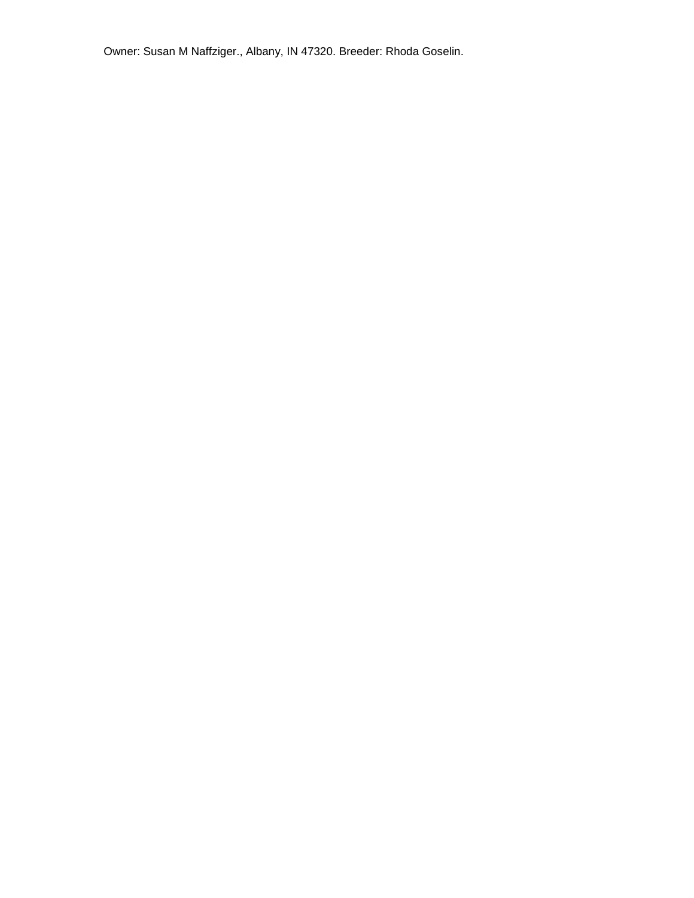Owner: Susan M Naffziger., Albany, IN 47320. Breeder: Rhoda Goselin.